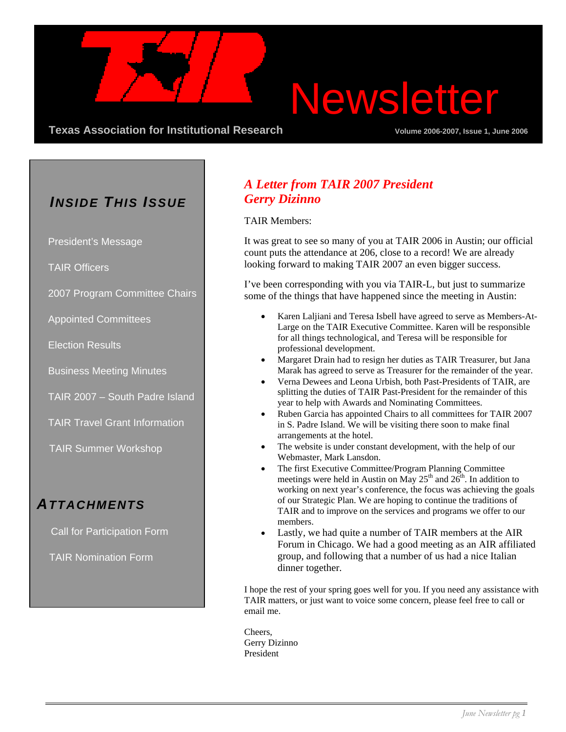# TAIR Newsletter

**Texas Association for Institutional Research**

Volume 2006-2007, Issue 1, June 2006

## INSIDE THIS ISSUE

- President's Message
- TAIR Officers
- 2007 Program Committee Chairs
- Appointed Committees
- Election Results
- Business Meeting Minutes
- TAIR 2007 – South Padre Island
- TAIR Travel Grant Information
- TAIR Summer Workshop

## ATTACHMENTS

- Call for Participation Form
- TAIR Nomination Form

## *A Letter from TAIR 2007 President Gerry Dizinno*

TAIR Members:

It was great to see so many of you at TAIR 2006 in Austin; our official count puts the attendance at 206, close to a record! We are already looking forward to making TAIR 2007 an even bigger success.

I've been corresponding with you via TAIR-L, but just to summarize some of the things that have happened since the meeting in Austin:

- Karen Laljiani and Teresa Isbell have agreed to serve as Members-At-Large on the TAIR Executive Committee. Karen will be responsible for all things technological, and Teresa will be responsible for professional development.
- Margaret Drain had to resign her duties as TAIR Treasurer, but Jana Marak has agreed to serve as Treasurer for the remainder of the year.
- Verna Dewees and Leona Urbish, both Past-Presidents of TAIR, are splitting the duties of TAIR Past-President for the remainder of this year to help with Awards and Nominating Committees.
- Ruben Garcia has appointed Chairs to all committees for TAIR 2007 in S. Padre Island. We will be visiting there soon to make final arrangements at the hotel.
- The website is under constant development, with the help of our Webmaster, Mark Lansdon.
- The first Executive Committee/Program Planning Committee meetings were held in Austin on May 25th and 26th. In addition to working on next year's conference, the focus was achieving the goals of our Strategic Plan. We are hoping to continue the traditions of TAIR and to improve on the services and programs we offer to our members.
- Lastly, we had quite a number of TAIR members at the AIR Forum in Chicago. We had a good meeting as an AIR affiliated group, and following that a number of us had a nice Italian dinner together.

I hope the rest of your spring goes well for you. If you need any assistance with TAIR matters, or just want to voice some concern, please feel free to call or email me.

Cheers,
Gerry Dizinno
President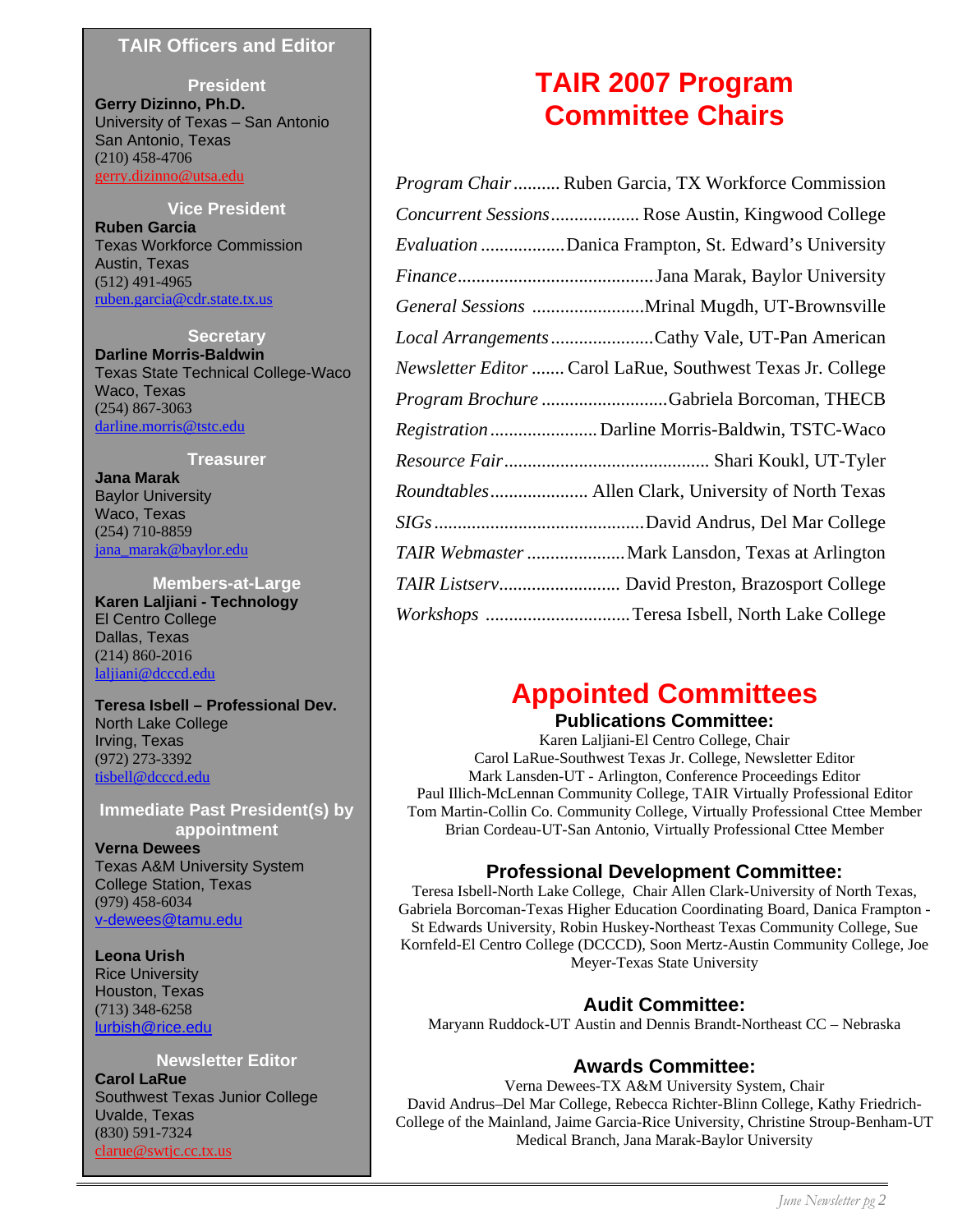## TAIR Officers and Editor

**President**
**Gerry Dizinno, Ph.D.**
University of Texas – San Antonio
San Antonio, Texas
(210) 458-4706
gerry.dizinno@utsa.edu

**Vice President**
**Ruben Garcia**
Texas Workforce Commission
Austin, Texas
(512) 491-4965
ruben.garcia@cdr.state.tx.us

**Secretary**
**Darline Morris-Baldwin**
Texas State Technical College-Waco
Waco, Texas
(254) 867-3063
darline.morris@tstc.edu

**Treasurer**
**Jana Marak**
Baylor University
Waco, Texas
(254) 710-8859
jana_marak@baylor.edu

**Members-at-Large**
**Karen Laljiani - Technology**
El Centro College
Dallas, Texas
(214) 860-2016
laljiani@dcccd.edu

**Teresa Isbell – Professional Dev.**
North Lake College
Irving, Texas
(972) 273-3392
tisbell@dcccd.edu

**Immediate Past President(s) by appointment**
**Verna Dewees**
Texas A&M University System
College Station, Texas
(979) 458-6034
v-dewees@tamu.edu

**Leona Urish**
Rice University
Houston, Texas
(713) 348-6258
lurbish@rice.edu

**Newsletter Editor**
**Carol LaRue**
Southwest Texas Junior College
Uvalde, Texas
(830) 591-7324
clarue@swtjc.cc.tx.us

# TAIR 2007 Program Committee Chairs

*Program Chair* .......... Ruben Garcia, TX Workforce Commission
*Concurrent Sessions* .................. Rose Austin, Kingwood College
*Evaluation* .................. Danica Frampton, St. Edward's University
*Finance* .......................................... Jana Marak, Baylor University
*General Sessions* ........................ Mrinal Mugdh, UT-Brownsville
*Local Arrangements* ...................... Cathy Vale, UT-Pan American
*Newsletter Editor* ....... Carol LaRue, Southwest Texas Jr. College
*Program Brochure* ........................... Gabriela Borcoman, THECB
*Registration* ....................... Darline Morris-Baldwin, TSTC-Waco
*Resource Fair* ............................................ Shari Koukl, UT-Tyler
*Roundtables* ..................... Allen Clark, University of North Texas
*SIGs* ............................................. David Andrus, Del Mar College
*TAIR Webmaster* ..................... Mark Lansdon, Texas at Arlington
*TAIR Listserv* .......................... David Preston, Brazosport College
*Workshops* ............................... Teresa Isbell, North Lake College

# Appointed Committees

### Publications Committee:

Karen Laljiani-El Centro College, Chair
Carol LaRue-Southwest Texas Jr. College, Newsletter Editor
Mark Lansden-UT - Arlington, Conference Proceedings Editor
Paul Illich-McLennan Community College, TAIR Virtually Professional Editor
Tom Martin-Collin Co. Community College, Virtually Professional Cttee Member
Brian Cordeau-UT-San Antonio, Virtually Professional Cttee Member

### Professional Development Committee:

Teresa Isbell-North Lake College, Chair Allen Clark-University of North Texas, Gabriela Borcoman-Texas Higher Education Coordinating Board, Danica Frampton - St Edwards University, Robin Huskey-Northeast Texas Community College, Sue Kornfeld-El Centro College (DCCCD), Soon Mertz-Austin Community College, Joe Meyer-Texas State University

### Audit Committee:

Maryann Ruddock-UT Austin and Dennis Brandt-Northeast CC – Nebraska

### Awards Committee:

Verna Dewees-TX A&M University System, Chair
David Andrus–Del Mar College, Rebecca Richter-Blinn College, Kathy Friedrich-College of the Mainland, Jaime Garcia-Rice University, Christine Stroup-Benham-UT Medical Branch, Jana Marak-Baylor University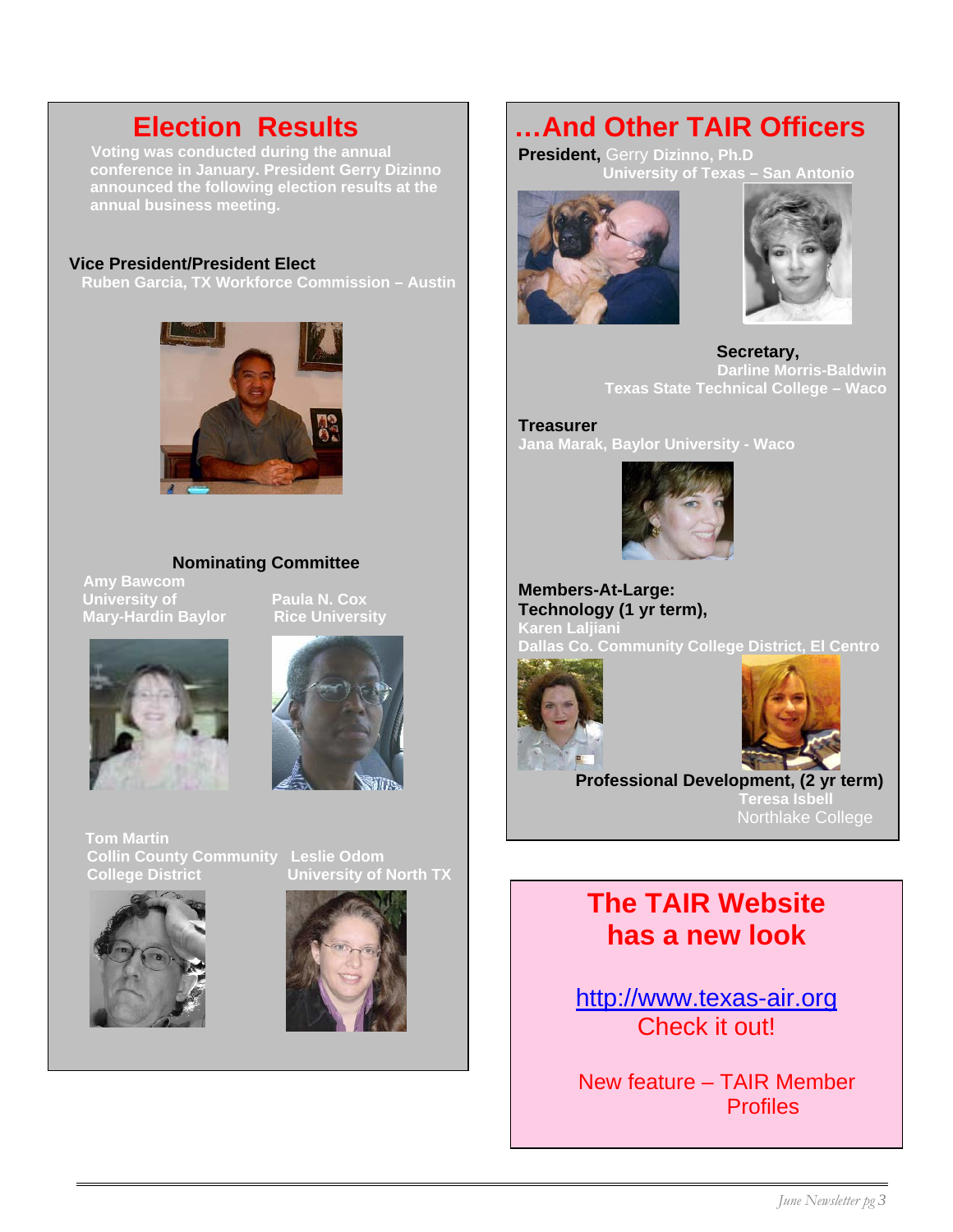## Election Results

**Voting was conducted during the annual conference in January. President Gerry Dizinno announced the following election results at the annual business meeting.**

**Vice President/President Elect**
**Ruben Garcia, TX Workforce Commission – Austin**

**Nominating Committee**

**Amy Bawcom**
**University of Mary-Hardin Baylor**

**Paula N. Cox**
**Rice University**

**Tom Martin**
**Collin County Community College District**

**Leslie Odom**
**University of North TX**

## …And Other TAIR Officers

**President,** Gerry **Dizinno, Ph.D**
**University of Texas – San Antonio**

**Secretary,**
**Darline Morris-Baldwin**
**Texas State Technical College – Waco**

**Treasurer**
**Jana Marak, Baylor University - Waco**

**Members-At-Large:**
**Technology (1 yr term),**
**Karen Laljiani**
**Dallas Co. Community College District, El Centro**

**Professional Development, (2 yr term)**
**Teresa Isbell**
Northlake College

## The TAIR Website has a new look

http://www.texas-air.org
Check it out!

New feature – TAIR Member Profiles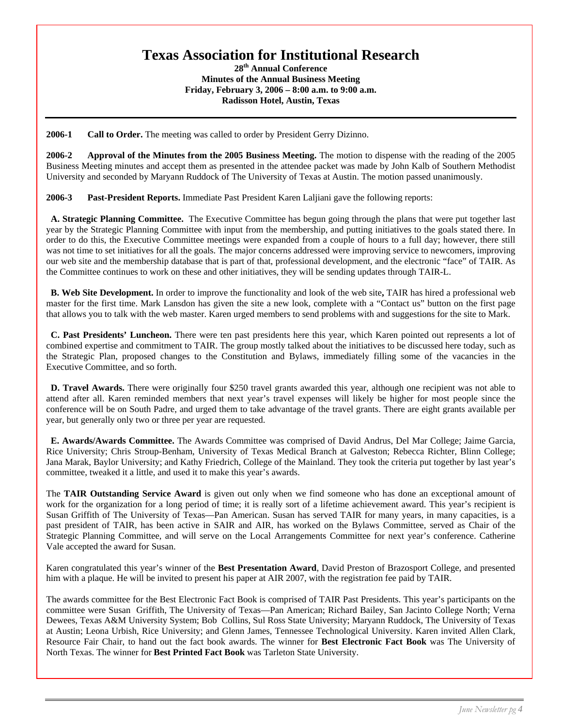# Texas Association for Institutional Research

**28th Annual Conference**
**Minutes of the Annual Business Meeting**
**Friday, February 3, 2006 – 8:00 a.m. to 9:00 a.m.**
**Radisson Hotel, Austin, Texas**

---

**2006-1 Call to Order.** The meeting was called to order by President Gerry Dizinno.

**2006-2 Approval of the Minutes from the 2005 Business Meeting.** The motion to dispense with the reading of the 2005 Business Meeting minutes and accept them as presented in the attendee packet was made by John Kalb of Southern Methodist University and seconded by Maryann Ruddock of The University of Texas at Austin. The motion passed unanimously.

**2006-3 Past-President Reports.** Immediate Past President Karen Laljiani gave the following reports:

**A. Strategic Planning Committee.** The Executive Committee has begun going through the plans that were put together last year by the Strategic Planning Committee with input from the membership, and putting initiatives to the goals stated there. In order to do this, the Executive Committee meetings were expanded from a couple of hours to a full day; however, there still was not time to set initiatives for all the goals. The major concerns addressed were improving service to newcomers, improving our web site and the membership database that is part of that, professional development, and the electronic "face" of TAIR. As the Committee continues to work on these and other initiatives, they will be sending updates through TAIR-L.

**B. Web Site Development.** In order to improve the functionality and look of the web site**,** TAIR has hired a professional web master for the first time. Mark Lansdon has given the site a new look, complete with a "Contact us" button on the first page that allows you to talk with the web master. Karen urged members to send problems with and suggestions for the site to Mark.

**C. Past Presidents' Luncheon.** There were ten past presidents here this year, which Karen pointed out represents a lot of combined expertise and commitment to TAIR. The group mostly talked about the initiatives to be discussed here today, such as the Strategic Plan, proposed changes to the Constitution and Bylaws, immediately filling some of the vacancies in the Executive Committee, and so forth.

**D. Travel Awards.** There were originally four $250 travel grants awarded this year, although one recipient was not able to attend after all. Karen reminded members that next year's travel expenses will likely be higher for most people since the conference will be on South Padre, and urged them to take advantage of the travel grants. There are eight grants available per year, but generally only two or three per year are requested.

**E. Awards/Awards Committee.** The Awards Committee was comprised of David Andrus, Del Mar College; Jaime Garcia, Rice University; Chris Stroup-Benham, University of Texas Medical Branch at Galveston; Rebecca Richter, Blinn College; Jana Marak, Baylor University; and Kathy Friedrich, College of the Mainland. They took the criteria put together by last year's committee, tweaked it a little, and used it to make this year's awards.

The **TAIR Outstanding Service Award** is given out only when we find someone who has done an exceptional amount of work for the organization for a long period of time; it is really sort of a lifetime achievement award. This year's recipient is Susan Griffith of The University of Texas—Pan American. Susan has served TAIR for many years, in many capacities, is a past president of TAIR, has been active in SAIR and AIR, has worked on the Bylaws Committee, served as Chair of the Strategic Planning Committee, and will serve on the Local Arrangements Committee for next year's conference. Catherine Vale accepted the award for Susan.

Karen congratulated this year's winner of the **Best Presentation Award**, David Preston of Brazosport College, and presented him with a plaque. He will be invited to present his paper at AIR 2007, with the registration fee paid by TAIR.

The awards committee for the Best Electronic Fact Book is comprised of TAIR Past Presidents. This year's participants on the committee were Susan Griffith, The University of Texas—Pan American; Richard Bailey, San Jacinto College North; Verna Dewees, Texas A&M University System; Bob Collins, Sul Ross State University; Maryann Ruddock, The University of Texas at Austin; Leona Urbish, Rice University; and Glenn James, Tennessee Technological University. Karen invited Allen Clark, Resource Fair Chair, to hand out the fact book awards. The winner for **Best Electronic Fact Book** was The University of North Texas. The winner for **Best Printed Fact Book** was Tarleton State University.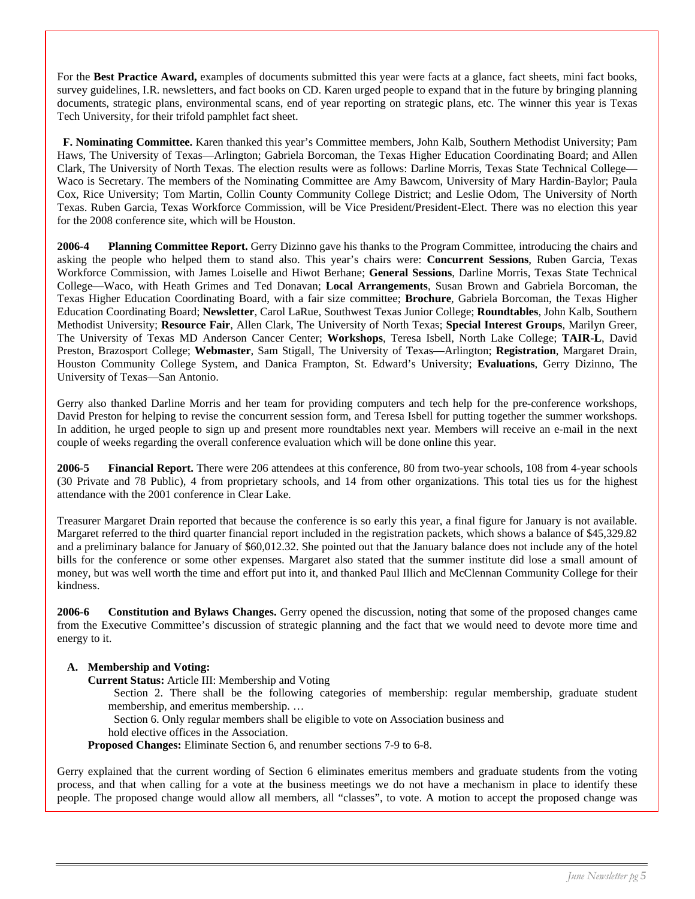For the **Best Practice Award,** examples of documents submitted this year were facts at a glance, fact sheets, mini fact books, survey guidelines, I.R. newsletters, and fact books on CD. Karen urged people to expand that in the future by bringing planning documents, strategic plans, environmental scans, end of year reporting on strategic plans, etc. The winner this year is Texas Tech University, for their trifold pamphlet fact sheet.

**F. Nominating Committee.** Karen thanked this year's Committee members, John Kalb, Southern Methodist University; Pam Haws, The University of Texas—Arlington; Gabriela Borcoman, the Texas Higher Education Coordinating Board; and Allen Clark, The University of North Texas. The election results were as follows: Darline Morris, Texas State Technical College—Waco is Secretary. The members of the Nominating Committee are Amy Bawcom, University of Mary Hardin-Baylor; Paula Cox, Rice University; Tom Martin, Collin County Community College District; and Leslie Odom, The University of North Texas. Ruben Garcia, Texas Workforce Commission, will be Vice President/President-Elect. There was no election this year for the 2008 conference site, which will be Houston.

**2006-4 Planning Committee Report.** Gerry Dizinno gave his thanks to the Program Committee, introducing the chairs and asking the people who helped them to stand also. This year's chairs were: **Concurrent Sessions**, Ruben Garcia, Texas Workforce Commission, with James Loiselle and Hiwot Berhane; **General Sessions**, Darline Morris, Texas State Technical College—Waco, with Heath Grimes and Ted Donavan; **Local Arrangements**, Susan Brown and Gabriela Borcoman, the Texas Higher Education Coordinating Board, with a fair size committee; **Brochure**, Gabriela Borcoman, the Texas Higher Education Coordinating Board; **Newsletter**, Carol LaRue, Southwest Texas Junior College; **Roundtables**, John Kalb, Southern Methodist University; **Resource Fair**, Allen Clark, The University of North Texas; **Special Interest Groups**, Marilyn Greer, The University of Texas MD Anderson Cancer Center; **Workshops**, Teresa Isbell, North Lake College; **TAIR-L**, David Preston, Brazosport College; **Webmaster**, Sam Stigall, The University of Texas—Arlington; **Registration**, Margaret Drain, Houston Community College System, and Danica Frampton, St. Edward's University; **Evaluations**, Gerry Dizinno, The University of Texas—San Antonio.

Gerry also thanked Darline Morris and her team for providing computers and tech help for the pre-conference workshops, David Preston for helping to revise the concurrent session form, and Teresa Isbell for putting together the summer workshops. In addition, he urged people to sign up and present more roundtables next year. Members will receive an e-mail in the next couple of weeks regarding the overall conference evaluation which will be done online this year.

**2006-5 Financial Report.** There were 206 attendees at this conference, 80 from two-year schools, 108 from 4-year schools (30 Private and 78 Public), 4 from proprietary schools, and 14 from other organizations. This total ties us for the highest attendance with the 2001 conference in Clear Lake.

Treasurer Margaret Drain reported that because the conference is so early this year, a final figure for January is not available. Margaret referred to the third quarter financial report included in the registration packets, which shows a balance of $45,329.82 and a preliminary balance for January of $60,012.32. She pointed out that the January balance does not include any of the hotel bills for the conference or some other expenses. Margaret also stated that the summer institute did lose a small amount of money, but was well worth the time and effort put into it, and thanked Paul Illich and McClennan Community College for their kindness.

**2006-6 Constitution and Bylaws Changes.** Gerry opened the discussion, noting that some of the proposed changes came from the Executive Committee's discussion of strategic planning and the fact that we would need to devote more time and energy to it.

**A. Membership and Voting:**

**Current Status:** Article III: Membership and Voting

Section 2. There shall be the following categories of membership: regular membership, graduate student membership, and emeritus membership. …

Section 6. Only regular members shall be eligible to vote on Association business and hold elective offices in the Association.

**Proposed Changes:** Eliminate Section 6, and renumber sections 7-9 to 6-8.

Gerry explained that the current wording of Section 6 eliminates emeritus members and graduate students from the voting process, and that when calling for a vote at the business meetings we do not have a mechanism in place to identify these people. The proposed change would allow all members, all "classes", to vote. A motion to accept the proposed change was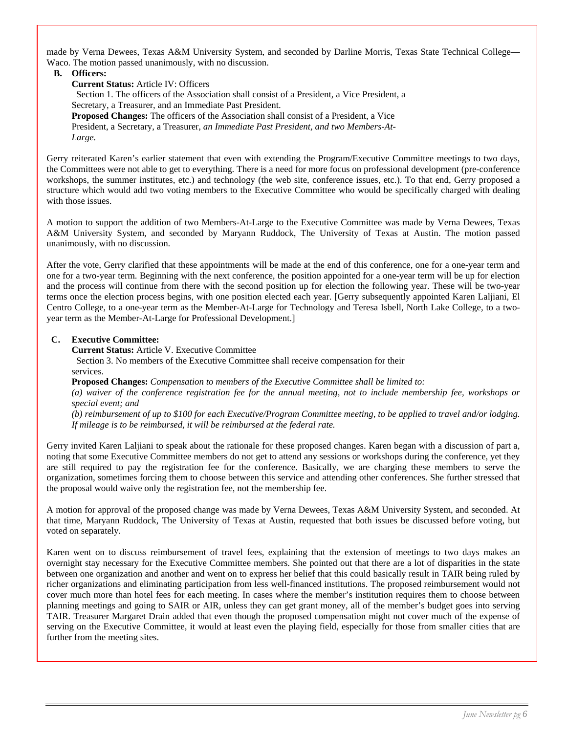made by Verna Dewees, Texas A&M University System, and seconded by Darline Morris, Texas State Technical College—Waco. The motion passed unanimously, with no discussion.

**B. Officers:**

**Current Status:** Article IV: Officers

Section 1. The officers of the Association shall consist of a President, a Vice President, a Secretary, a Treasurer, and an Immediate Past President.

**Proposed Changes:** The officers of the Association shall consist of a President, a Vice President, a Secretary, a Treasurer, *an Immediate Past President, and two Members-At-Large.*

Gerry reiterated Karen's earlier statement that even with extending the Program/Executive Committee meetings to two days, the Committees were not able to get to everything. There is a need for more focus on professional development (pre-conference workshops, the summer institutes, etc.) and technology (the web site, conference issues, etc.). To that end, Gerry proposed a structure which would add two voting members to the Executive Committee who would be specifically charged with dealing with those issues.

A motion to support the addition of two Members-At-Large to the Executive Committee was made by Verna Dewees, Texas A&M University System, and seconded by Maryann Ruddock, The University of Texas at Austin. The motion passed unanimously, with no discussion.

After the vote, Gerry clarified that these appointments will be made at the end of this conference, one for a one-year term and one for a two-year term. Beginning with the next conference, the position appointed for a one-year term will be up for election and the process will continue from there with the second position up for election the following year. These will be two-year terms once the election process begins, with one position elected each year. [Gerry subsequently appointed Karen Laljiani, El Centro College, to a one-year term as the Member-At-Large for Technology and Teresa Isbell, North Lake College, to a two-year term as the Member-At-Large for Professional Development.]

**C. Executive Committee:**

**Current Status:** Article V. Executive Committee

Section 3. No members of the Executive Committee shall receive compensation for their services.

**Proposed Changes:** *Compensation to members of the Executive Committee shall be limited to:*

*(a) waiver of the conference registration fee for the annual meeting, not to include membership fee, workshops or special event; and*

*(b) reimbursement of up to $100 for each Executive/Program Committee meeting, to be applied to travel and/or lodging. If mileage is to be reimbursed, it will be reimbursed at the federal rate.*

Gerry invited Karen Laljiani to speak about the rationale for these proposed changes. Karen began with a discussion of part a, noting that some Executive Committee members do not get to attend any sessions or workshops during the conference, yet they are still required to pay the registration fee for the conference. Basically, we are charging these members to serve the organization, sometimes forcing them to choose between this service and attending other conferences. She further stressed that the proposal would waive only the registration fee, not the membership fee.

A motion for approval of the proposed change was made by Verna Dewees, Texas A&M University System, and seconded. At that time, Maryann Ruddock, The University of Texas at Austin, requested that both issues be discussed before voting, but voted on separately.

Karen went on to discuss reimbursement of travel fees, explaining that the extension of meetings to two days makes an overnight stay necessary for the Executive Committee members. She pointed out that there are a lot of disparities in the state between one organization and another and went on to express her belief that this could basically result in TAIR being ruled by richer organizations and eliminating participation from less well-financed institutions. The proposed reimbursement would not cover much more than hotel fees for each meeting. In cases where the member's institution requires them to choose between planning meetings and going to SAIR or AIR, unless they can get grant money, all of the member's budget goes into serving TAIR. Treasurer Margaret Drain added that even though the proposed compensation might not cover much of the expense of serving on the Executive Committee, it would at least even the playing field, especially for those from smaller cities that are further from the meeting sites.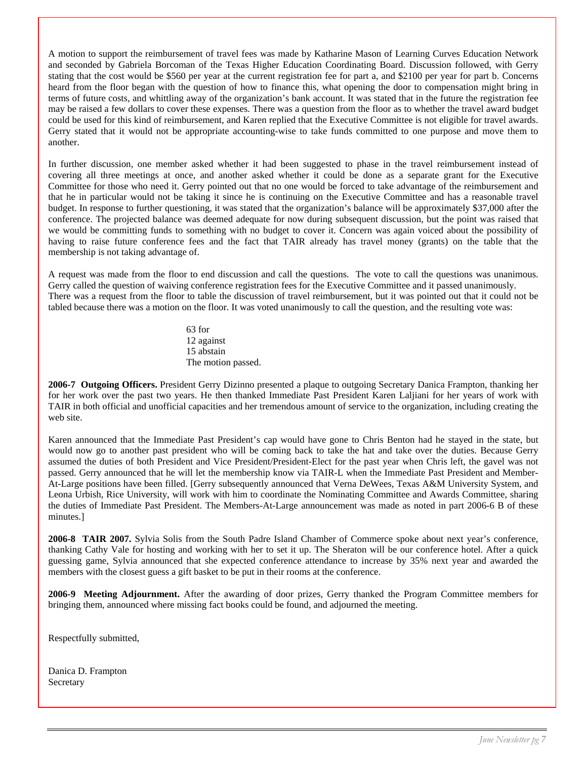A motion to support the reimbursement of travel fees was made by Katharine Mason of Learning Curves Education Network and seconded by Gabriela Borcoman of the Texas Higher Education Coordinating Board. Discussion followed, with Gerry stating that the cost would be $560 per year at the current registration fee for part a, and $2100 per year for part b. Concerns heard from the floor began with the question of how to finance this, what opening the door to compensation might bring in terms of future costs, and whittling away of the organization's bank account. It was stated that in the future the registration fee may be raised a few dollars to cover these expenses. There was a question from the floor as to whether the travel award budget could be used for this kind of reimbursement, and Karen replied that the Executive Committee is not eligible for travel awards. Gerry stated that it would not be appropriate accounting-wise to take funds committed to one purpose and move them to another.

In further discussion, one member asked whether it had been suggested to phase in the travel reimbursement instead of covering all three meetings at once, and another asked whether it could be done as a separate grant for the Executive Committee for those who need it. Gerry pointed out that no one would be forced to take advantage of the reimbursement and that he in particular would not be taking it since he is continuing on the Executive Committee and has a reasonable travel budget. In response to further questioning, it was stated that the organization's balance will be approximately $37,000 after the conference. The projected balance was deemed adequate for now during subsequent discussion, but the point was raised that we would be committing funds to something with no budget to cover it. Concern was again voiced about the possibility of having to raise future conference fees and the fact that TAIR already has travel money (grants) on the table that the membership is not taking advantage of.

A request was made from the floor to end discussion and call the questions. The vote to call the questions was unanimous. Gerry called the question of waiving conference registration fees for the Executive Committee and it passed unanimously. There was a request from the floor to table the discussion of travel reimbursement, but it was pointed out that it could not be tabled because there was a motion on the floor. It was voted unanimously to call the question, and the resulting vote was:

63 for
12 against
15 abstain
The motion passed.

**2006-7 Outgoing Officers.** President Gerry Dizinno presented a plaque to outgoing Secretary Danica Frampton, thanking her for her work over the past two years. He then thanked Immediate Past President Karen Laljiani for her years of work with TAIR in both official and unofficial capacities and her tremendous amount of service to the organization, including creating the web site.

Karen announced that the Immediate Past President's cap would have gone to Chris Benton had he stayed in the state, but would now go to another past president who will be coming back to take the hat and take over the duties. Because Gerry assumed the duties of both President and Vice President/President-Elect for the past year when Chris left, the gavel was not passed. Gerry announced that he will let the membership know via TAIR-L when the Immediate Past President and Member-At-Large positions have been filled. [Gerry subsequently announced that Verna DeWees, Texas A&M University System, and Leona Urbish, Rice University, will work with him to coordinate the Nominating Committee and Awards Committee, sharing the duties of Immediate Past President. The Members-At-Large announcement was made as noted in part 2006-6 B of these minutes.]

**2006-8 TAIR 2007.** Sylvia Solis from the South Padre Island Chamber of Commerce spoke about next year's conference, thanking Cathy Vale for hosting and working with her to set it up. The Sheraton will be our conference hotel. After a quick guessing game, Sylvia announced that she expected conference attendance to increase by 35% next year and awarded the members with the closest guess a gift basket to be put in their rooms at the conference.

**2006-9 Meeting Adjournment.** After the awarding of door prizes, Gerry thanked the Program Committee members for bringing them, announced where missing fact books could be found, and adjourned the meeting.

Respectfully submitted,

Danica D. Frampton
Secretary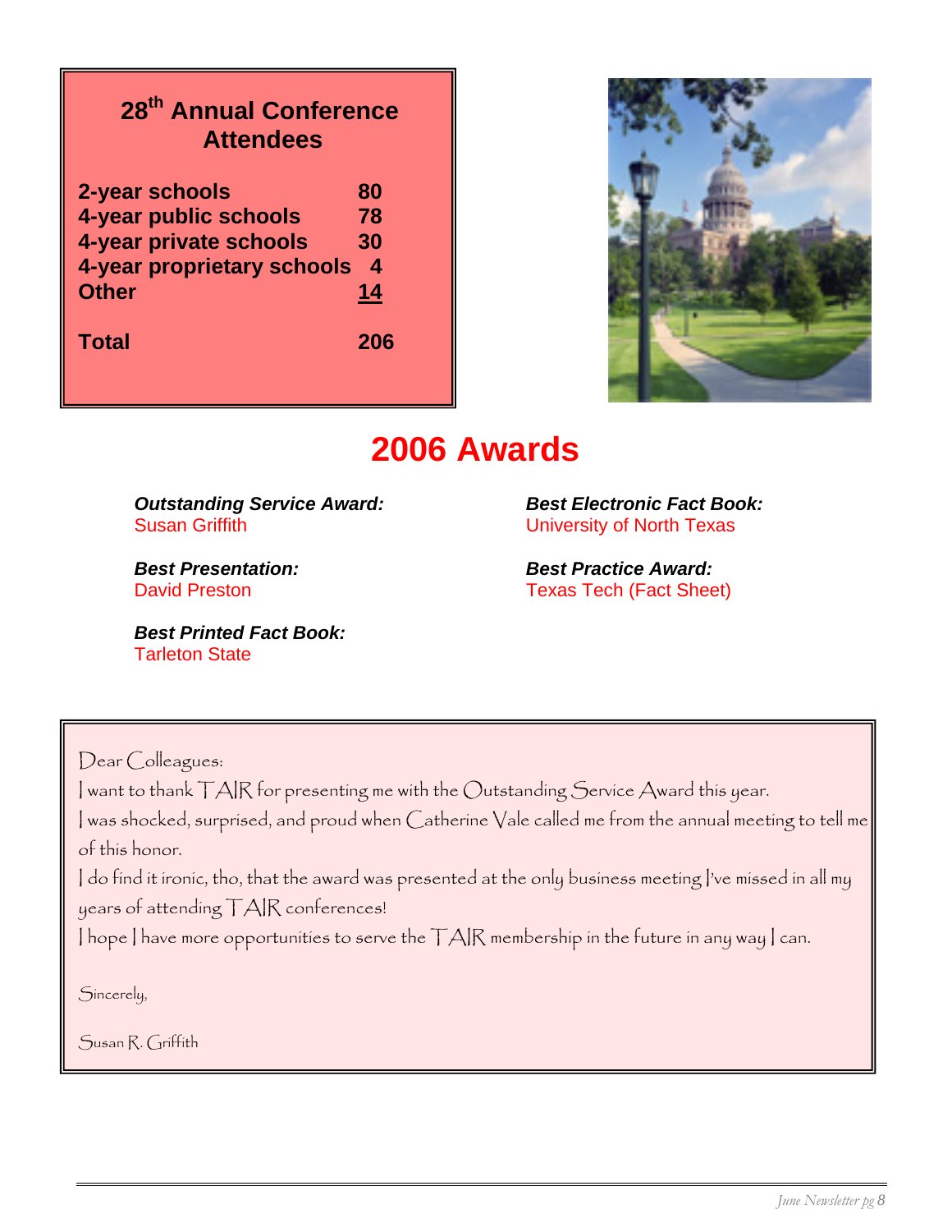## 28th Annual Conference Attendees

| | |
|---|---|
| 2-year schools | 80 |
| 4-year public schools | 78 |
| 4-year private schools | 30 |
| 4-year proprietary schools | 4 |
| Other | 14 |
| **Total** | **206** |

# 2006 Awards

***Outstanding Service Award:***
Susan Griffith

***Best Presentation:***
David Preston

***Best Printed Fact Book:***
Tarleton State

***Best Electronic Fact Book:***
University of North Texas

***Best Practice Award:***
Texas Tech (Fact Sheet)

Dear Colleagues:

I want to thank TAIR for presenting me with the Outstanding Service Award this year.

I was shocked, surprised, and proud when Catherine Vale called me from the annual meeting to tell me of this honor.

I do find it ironic, tho, that the award was presented at the only business meeting I've missed in all my years of attending TAIR conferences!

I hope I have more opportunities to serve the TAIR membership in the future in any way I can.

Sincerely,

Susan R. Griffith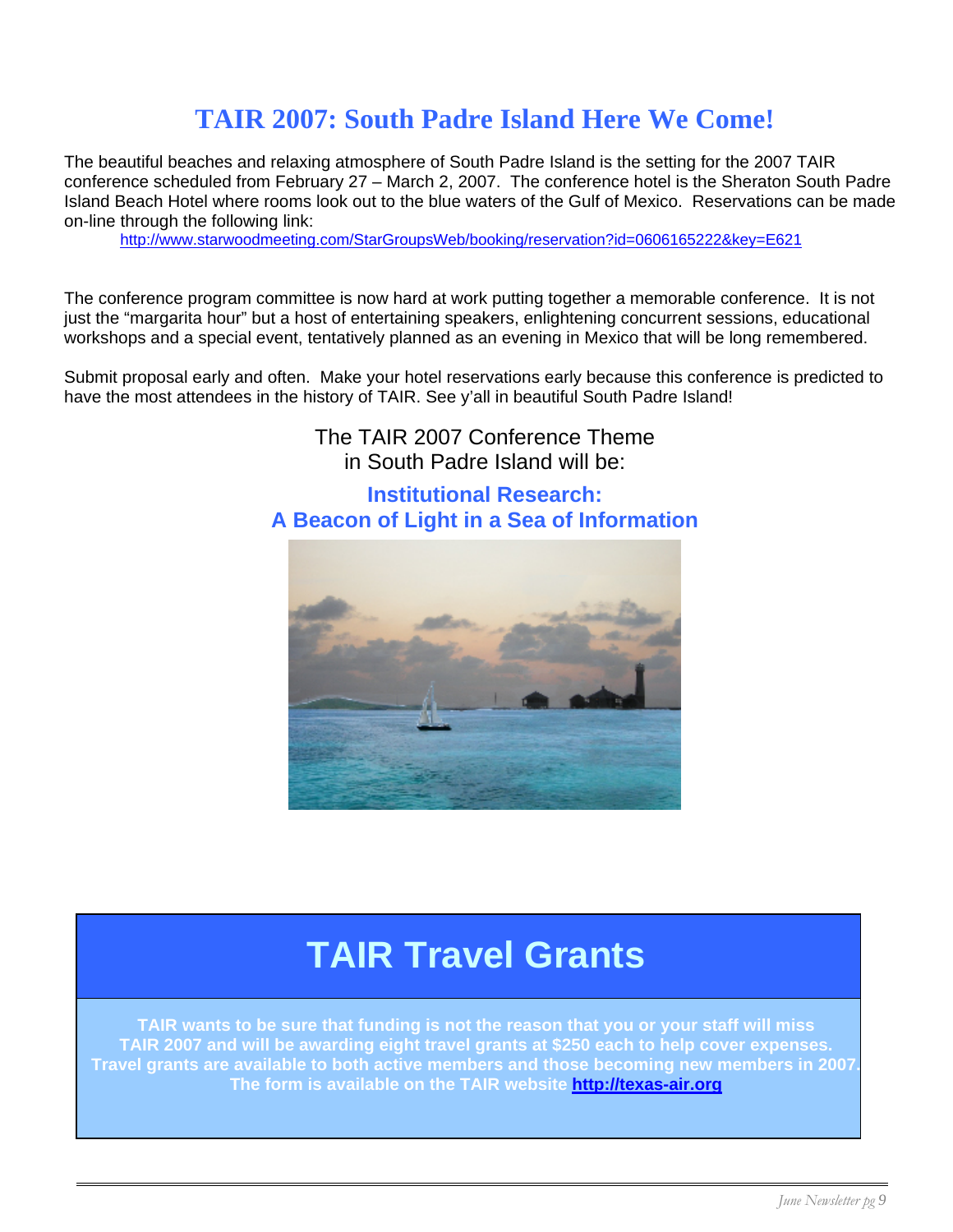# TAIR 2007: South Padre Island Here We Come!

The beautiful beaches and relaxing atmosphere of South Padre Island is the setting for the 2007 TAIR conference scheduled from February 27 – March 2, 2007. The conference hotel is the Sheraton South Padre Island Beach Hotel where rooms look out to the blue waters of the Gulf of Mexico. Reservations can be made on-line through the following link:

http://www.starwoodmeeting.com/StarGroupsWeb/booking/reservation?id=0606165222&key=E621

The conference program committee is now hard at work putting together a memorable conference. It is not just the "margarita hour" but a host of entertaining speakers, enlightening concurrent sessions, educational workshops and a special event, tentatively planned as an evening in Mexico that will be long remembered.

Submit proposal early and often. Make your hotel reservations early because this conference is predicted to have the most attendees in the history of TAIR. See y'all in beautiful South Padre Island!

The TAIR 2007 Conference Theme
in South Padre Island will be:

**Institutional Research:**
**A Beacon of Light in a Sea of Information**

## TAIR Travel Grants

**TAIR wants to be sure that funding is not the reason that you or your staff will miss TAIR 2007 and will be awarding eight travel grants at $250 each to help cover expenses. Travel grants are available to both active members and those becoming new members in 2007. The form is available on the TAIR website http://texas-air.org**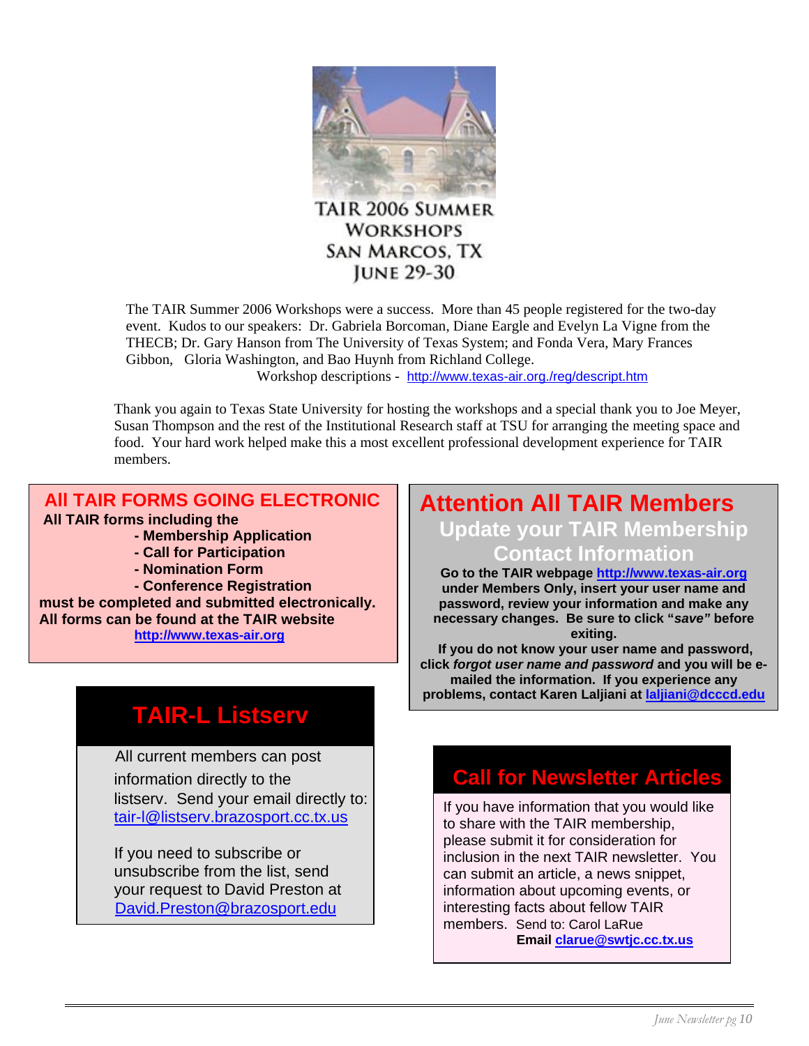# TAIR 2006 Summer Workshops
## San Marcos, TX
## June 29-30

The TAIR Summer 2006 Workshops were a success. More than 45 people registered for the two-day event. Kudos to our speakers: Dr. Gabriela Borcoman, Diane Eargle and Evelyn La Vigne from the THECB; Dr. Gary Hanson from The University of Texas System; and Fonda Vera, Mary Frances Gibbon, Gloria Washington, and Bao Huynh from Richland College.

Workshop descriptions - http://www.texas-air.org./reg/descript.htm

Thank you again to Texas State University for hosting the workshops and a special thank you to Joe Meyer, Susan Thompson and the rest of the Institutional Research staff at TSU for arranging the meeting space and food. Your hard work helped make this a most excellent professional development experience for TAIR members.

## All TAIR FORMS GOING ELECTRONIC

**All TAIR forms including the**

- **Membership Application**
- **Call for Participation**
- **Nomination Form**
- **Conference Registration**

**must be completed and submitted electronically. All forms can be found at the TAIR website** **http://www.texas-air.org**

## TAIR-L Listserv

All current members can post information directly to the listserv. Send your email directly to: tair-l@listserv.brazosport.cc.tx.us

If you need to subscribe or unsubscribe from the list, send your request to David Preston at David.Preston@brazosport.edu

## Attention All TAIR Members

### Update your TAIR Membership Contact Information

**Go to the TAIR webpage http://www.texas-air.org under Members Only, insert your user name and password, review your information and make any necessary changes. Be sure to click "*save*" before exiting.**

**If you do not know your user name and password, click *forgot user name and password* and you will be e-mailed the information. If you experience any problems, contact Karen Laljiani at laljiani@dcccd.edu**

## Call for Newsletter Articles

If you have information that you would like to share with the TAIR membership, please submit it for consideration for inclusion in the next TAIR newsletter. You can submit an article, a news snippet, information about upcoming events, or interesting facts about fellow TAIR members. Send to: Carol LaRue

**Email clarue@swtjc.cc.tx.us**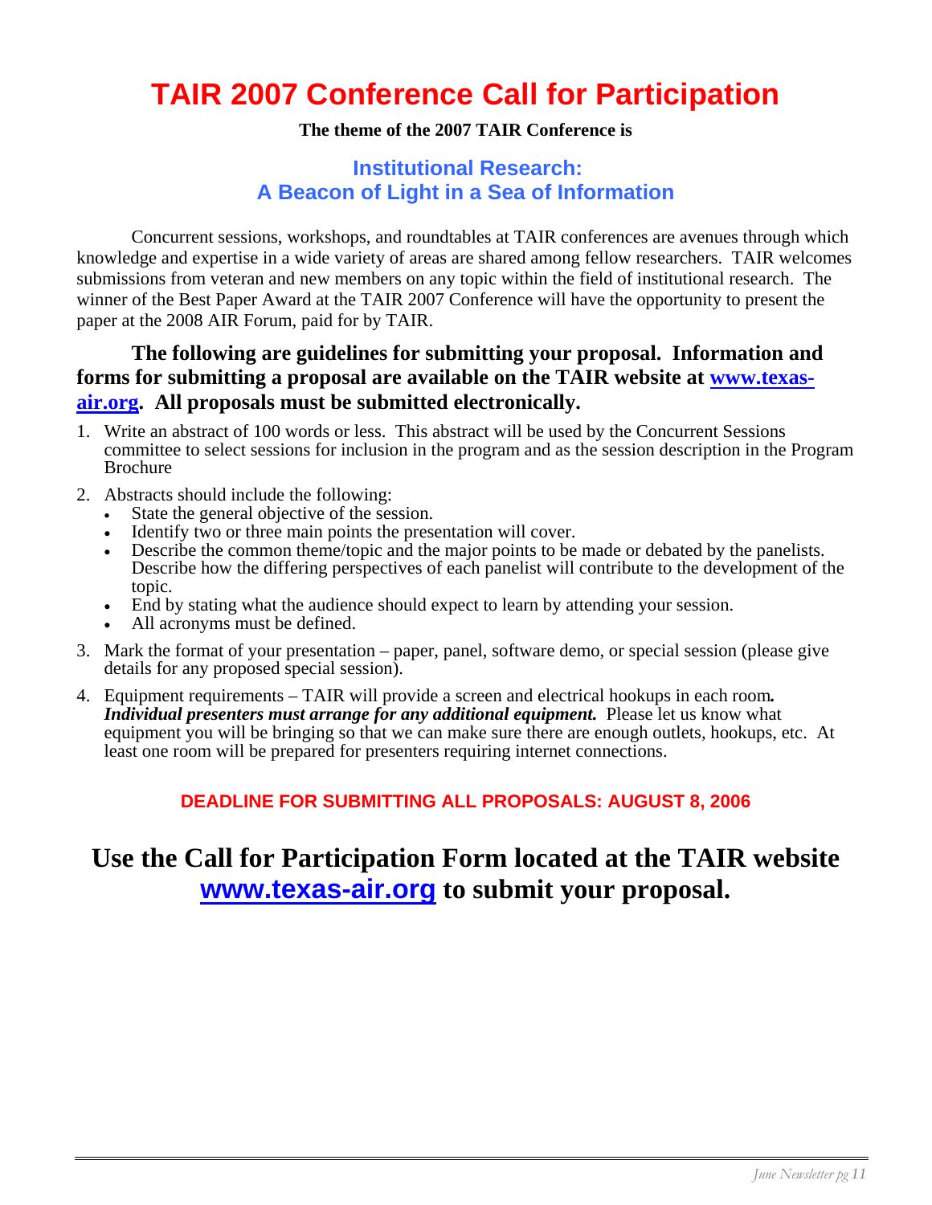# TAIR 2007 Conference Call for Participation

**The theme of the 2007 TAIR Conference is**

## Institutional Research: A Beacon of Light in a Sea of Information

Concurrent sessions, workshops, and roundtables at TAIR conferences are avenues through which knowledge and expertise in a wide variety of areas are shared among fellow researchers. TAIR welcomes submissions from veteran and new members on any topic within the field of institutional research. The winner of the Best Paper Award at the TAIR 2007 Conference will have the opportunity to present the paper at the 2008 AIR Forum, paid for by TAIR.

**The following are guidelines for submitting your proposal. Information and forms for submitting a proposal are available on the TAIR website at [www.texas-air.org](http://www.texas-air.org). All proposals must be submitted electronically.**

1. Write an abstract of 100 words or less. This abstract will be used by the Concurrent Sessions committee to select sessions for inclusion in the program and as the session description in the Program Brochure
2. Abstracts should include the following:
   - State the general objective of the session.
   - Identify two or three main points the presentation will cover.
   - Describe the common theme/topic and the major points to be made or debated by the panelists. Describe how the differing perspectives of each panelist will contribute to the development of the topic.
   - End by stating what the audience should expect to learn by attending your session.
   - All acronyms must be defined.
3. Mark the format of your presentation – paper, panel, software demo, or special session (please give details for any proposed special session).
4. Equipment requirements – TAIR will provide a screen and electrical hookups in each room. ***Individual presenters must arrange for any additional equipment.*** Please let us know what equipment you will be bringing so that we can make sure there are enough outlets, hookups, etc. At least one room will be prepared for presenters requiring internet connections.

**DEADLINE FOR SUBMITTING ALL PROPOSALS: AUGUST 8, 2006**

## Use the Call for Participation Form located at the TAIR website [www.texas-air.org](http://www.texas-air.org) to submit your proposal.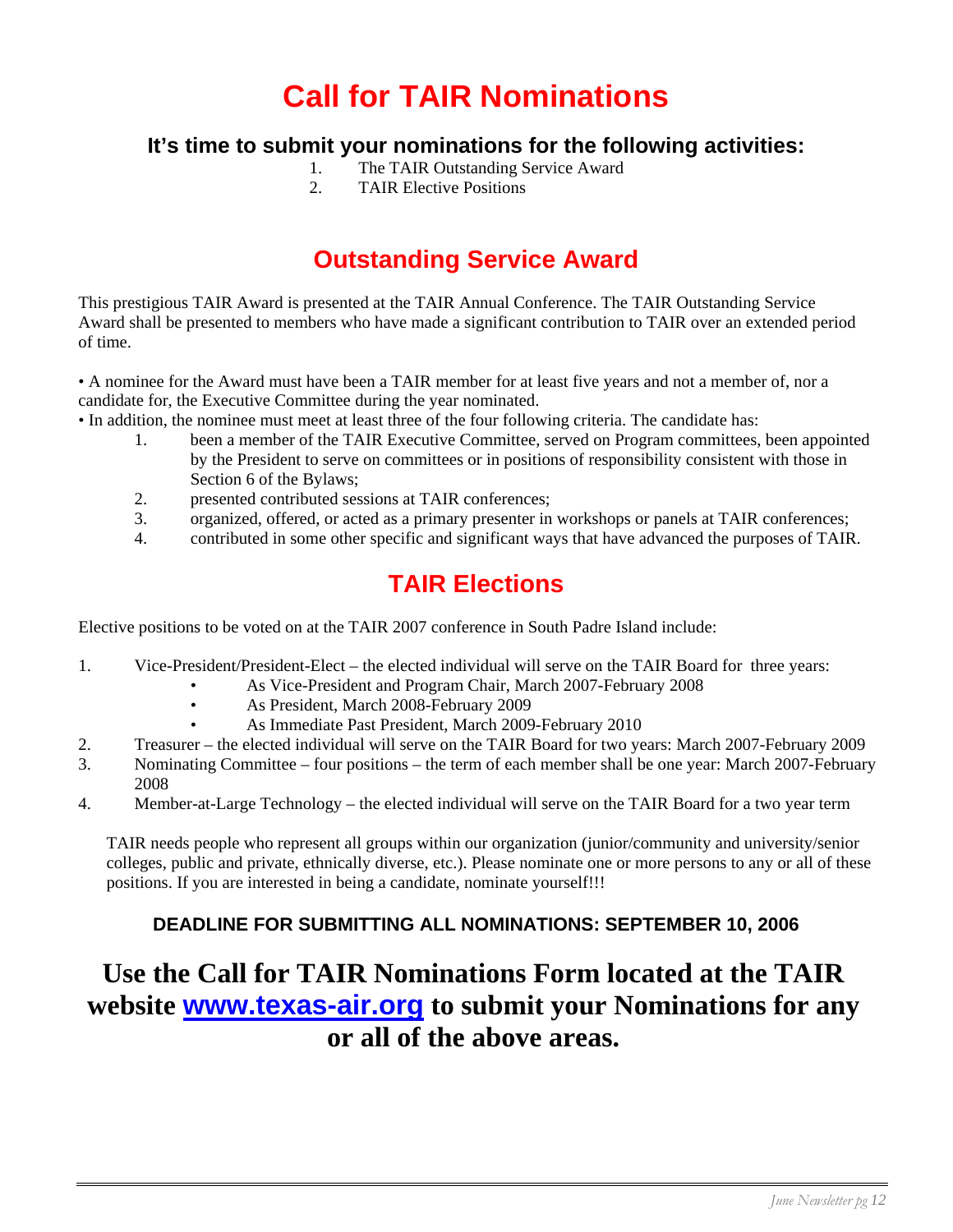# Call for TAIR Nominations

### It's time to submit your nominations for the following activities:

1. The TAIR Outstanding Service Award
2. TAIR Elective Positions

## Outstanding Service Award

This prestigious TAIR Award is presented at the TAIR Annual Conference. The TAIR Outstanding Service Award shall be presented to members who have made a significant contribution to TAIR over an extended period of time.

• A nominee for the Award must have been a TAIR member for at least five years and not a member of, nor a candidate for, the Executive Committee during the year nominated.
• In addition, the nominee must meet at least three of the four following criteria. The candidate has:

1. been a member of the TAIR Executive Committee, served on Program committees, been appointed by the President to serve on committees or in positions of responsibility consistent with those in Section 6 of the Bylaws;
2. presented contributed sessions at TAIR conferences;
3. organized, offered, or acted as a primary presenter in workshops or panels at TAIR conferences;
4. contributed in some other specific and significant ways that have advanced the purposes of TAIR.

## TAIR Elections

Elective positions to be voted on at the TAIR 2007 conference in South Padre Island include:

1. Vice-President/President-Elect – the elected individual will serve on the TAIR Board for three years:
   - As Vice-President and Program Chair, March 2007-February 2008
   - As President, March 2008-February 2009
   - As Immediate Past President, March 2009-February 2010
2. Treasurer – the elected individual will serve on the TAIR Board for two years: March 2007-February 2009
3. Nominating Committee – four positions – the term of each member shall be one year: March 2007-February 2008
4. Member-at-Large Technology – the elected individual will serve on the TAIR Board for a two year term

TAIR needs people who represent all groups within our organization (junior/community and university/senior colleges, public and private, ethnically diverse, etc.). Please nominate one or more persons to any or all of these positions. If you are interested in being a candidate, nominate yourself!!!

**DEADLINE FOR SUBMITTING ALL NOMINATIONS: SEPTEMBER 10, 2006**

## Use the Call for TAIR Nominations Form located at the TAIR website [www.texas-air.org](http://www.texas-air.org) to submit your Nominations for any or all of the above areas.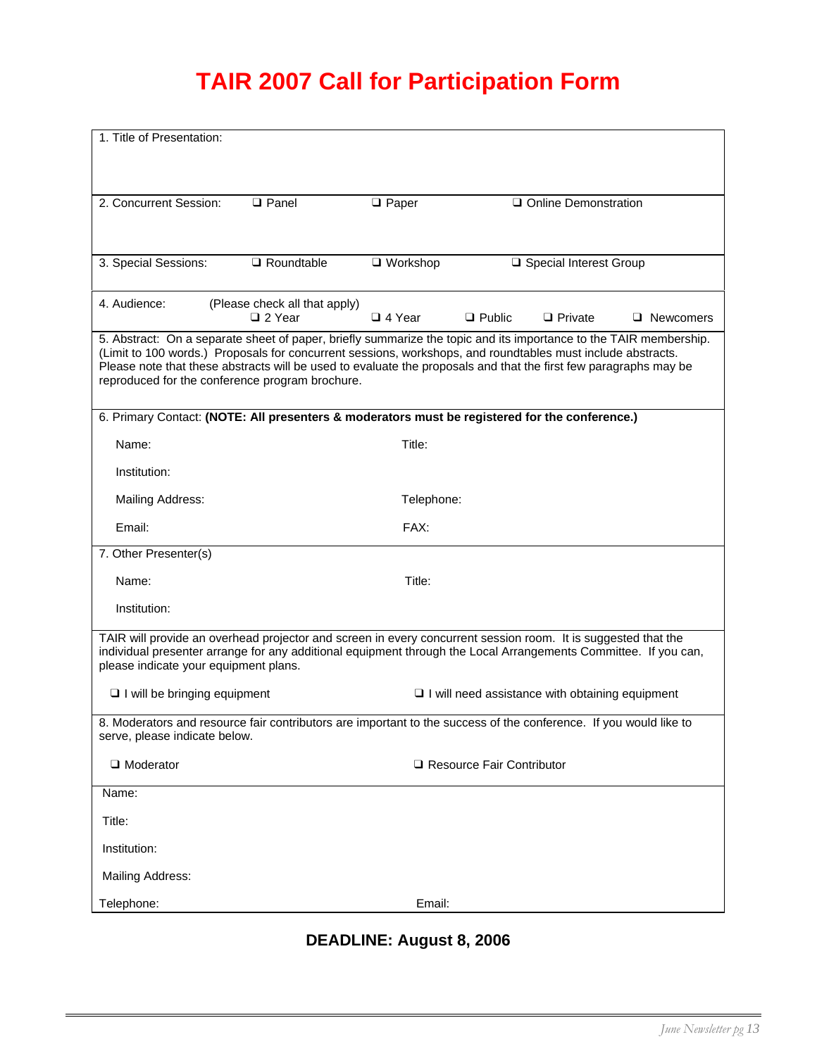# TAIR 2007 Call for Participation Form

1. Title of Presentation:

2. Concurrent Session: ❑ Panel ❑ Paper ❑ Online Demonstration

3. Special Sessions: ❑ Roundtable ❑ Workshop ❑ Special Interest Group

4. Audience: (Please check all that apply) ❑ 2 Year ❑ 4 Year ❑ Public ❑ Private ❑ Newcomers

5. Abstract: On a separate sheet of paper, briefly summarize the topic and its importance to the TAIR membership. (Limit to 100 words.) Proposals for concurrent sessions, workshops, and roundtables must include abstracts. Please note that these abstracts will be used to evaluate the proposals and that the first few paragraphs may be reproduced for the conference program brochure.

6. Primary Contact: **(NOTE: All presenters & moderators must be registered for the conference.)**

Name: Title:

Institution:

Mailing Address: Telephone:

Email: FAX:

7. Other Presenter(s)

Name: Title:

Institution:

TAIR will provide an overhead projector and screen in every concurrent session room. It is suggested that the individual presenter arrange for any additional equipment through the Local Arrangements Committee. If you can, please indicate your equipment plans.

❑ I will be bringing equipment ❑ I will need assistance with obtaining equipment

8. Moderators and resource fair contributors are important to the success of the conference. If you would like to serve, please indicate below.

❑ Moderator ❑ Resource Fair Contributor

Name:

Title:

Institution:

Mailing Address:

Telephone: Email:

**DEADLINE: August 8, 2006**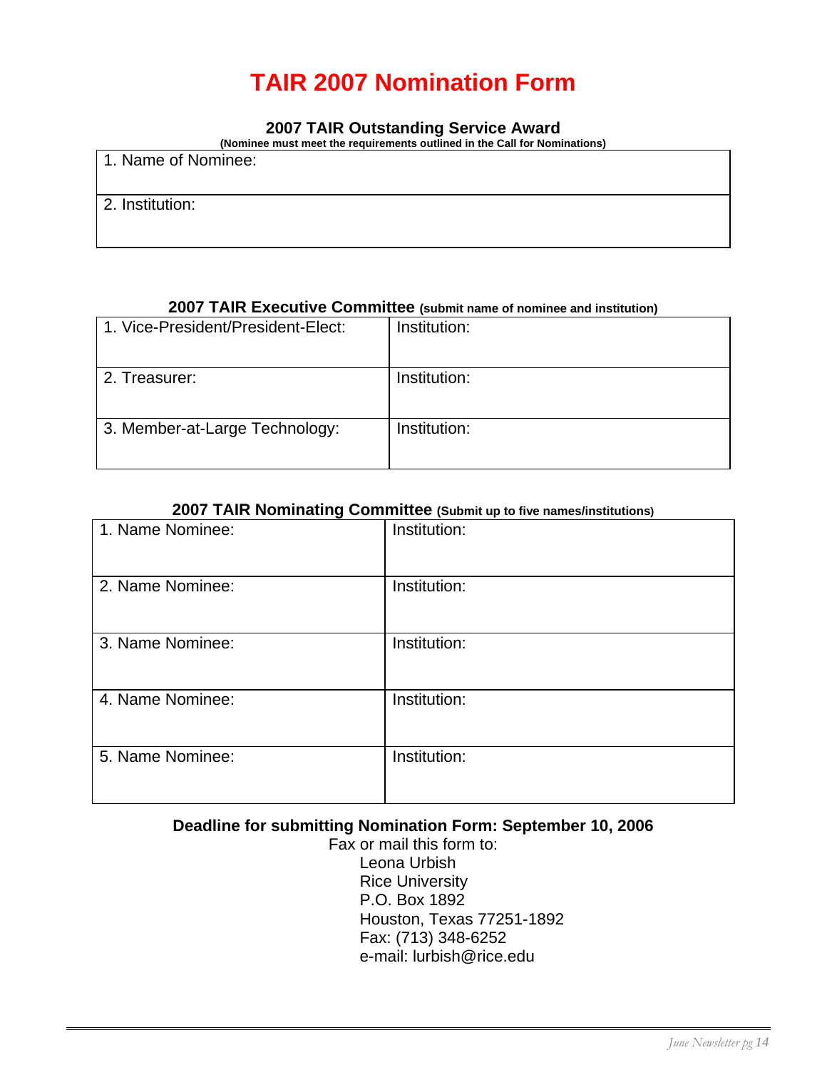# TAIR 2007 Nomination Form

### 2007 TAIR Outstanding Service Award

**(Nominee must meet the requirements outlined in the Call for Nominations)**

| |
|---|
| 1. Name of Nominee: |
| 2. Institution: |

### 2007 TAIR Executive Committee (submit name of nominee and institution)

| | |
|---|---|
| 1. Vice-President/President-Elect: | Institution: |
| 2. Treasurer: | Institution: |
| 3. Member-at-Large Technology: | Institution: |

### 2007 TAIR Nominating Committee (Submit up to five names/institutions)

| | |
|---|---|
| 1. Name Nominee: | Institution: |
| 2. Name Nominee: | Institution: |
| 3. Name Nominee: | Institution: |
| 4. Name Nominee: | Institution: |
| 5. Name Nominee: | Institution: |

**Deadline for submitting Nomination Form: September 10, 2006**

Fax or mail this form to:

Leona Urbish
Rice University
P.O. Box 1892
Houston, Texas 77251-1892
Fax: (713) 348-6252
e-mail: lurbish@rice.edu